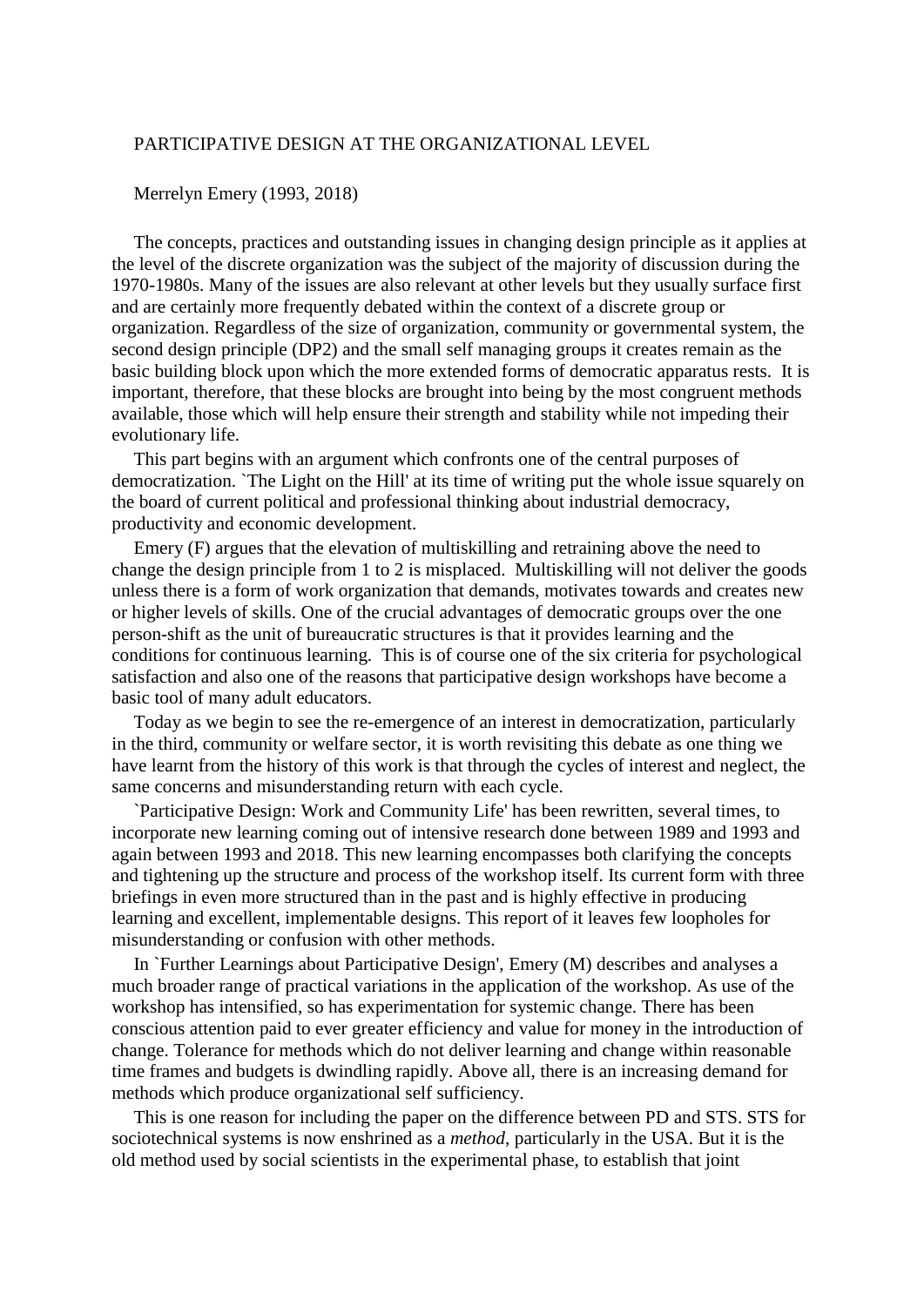# PARTICIPATIVE DESIGN AT THE ORGANIZATIONAL LEVEL

Merrelyn Emery (1993, 2018)

The concepts, practices and outstanding issues in changing design principle as it applies at the level of the discrete organization was the subject of the majority of discussion during the 1970-1980s. Many of the issues are also relevant at other levels but they usually surface first and are certainly more frequently debated within the context of a discrete group or organization. Regardless of the size of organization, community or governmental system, the second design principle (DP2) and the small self managing groups it creates remain as the basic building block upon which the more extended forms of democratic apparatus rests. It is important, therefore, that these blocks are brought into being by the most congruent methods available, those which will help ensure their strength and stability while not impeding their evolutionary life.

This part begins with an argument which confronts one of the central purposes of democratization. `The Light on the Hill' at its time of writing put the whole issue squarely on the board of current political and professional thinking about industrial democracy, productivity and economic development.

Emery (F) argues that the elevation of multiskilling and retraining above the need to change the design principle from 1 to 2 is misplaced. Multiskilling will not deliver the goods unless there is a form of work organization that demands, motivates towards and creates new or higher levels of skills. One of the crucial advantages of democratic groups over the one person-shift as the unit of bureaucratic structures is that it provides learning and the conditions for continuous learning. This is of course one of the six criteria for psychological satisfaction and also one of the reasons that participative design workshops have become a basic tool of many adult educators.

Today as we begin to see the re-emergence of an interest in democratization, particularly in the third, community or welfare sector, it is worth revisiting this debate as one thing we have learnt from the history of this work is that through the cycles of interest and neglect, the same concerns and misunderstanding return with each cycle.

`Participative Design: Work and Community Life' has been rewritten, several times, to incorporate new learning coming out of intensive research done between 1989 and 1993 and again between 1993 and 2018. This new learning encompasses both clarifying the concepts and tightening up the structure and process of the workshop itself. Its current form with three briefings in even more structured than in the past and is highly effective in producing learning and excellent, implementable designs. This report of it leaves few loopholes for misunderstanding or confusion with other methods.

In `Further Learnings about Participative Design', Emery (M) describes and analyses a much broader range of practical variations in the application of the workshop. As use of the workshop has intensified, so has experimentation for systemic change. There has been conscious attention paid to ever greater efficiency and value for money in the introduction of change. Tolerance for methods which do not deliver learning and change within reasonable time frames and budgets is dwindling rapidly. Above all, there is an increasing demand for methods which produce organizational self sufficiency.

This is one reason for including the paper on the difference between PD and STS. STS for sociotechnical systems is now enshrined as a *method*, particularly in the USA. But it is the old method used by social scientists in the experimental phase, to establish that joint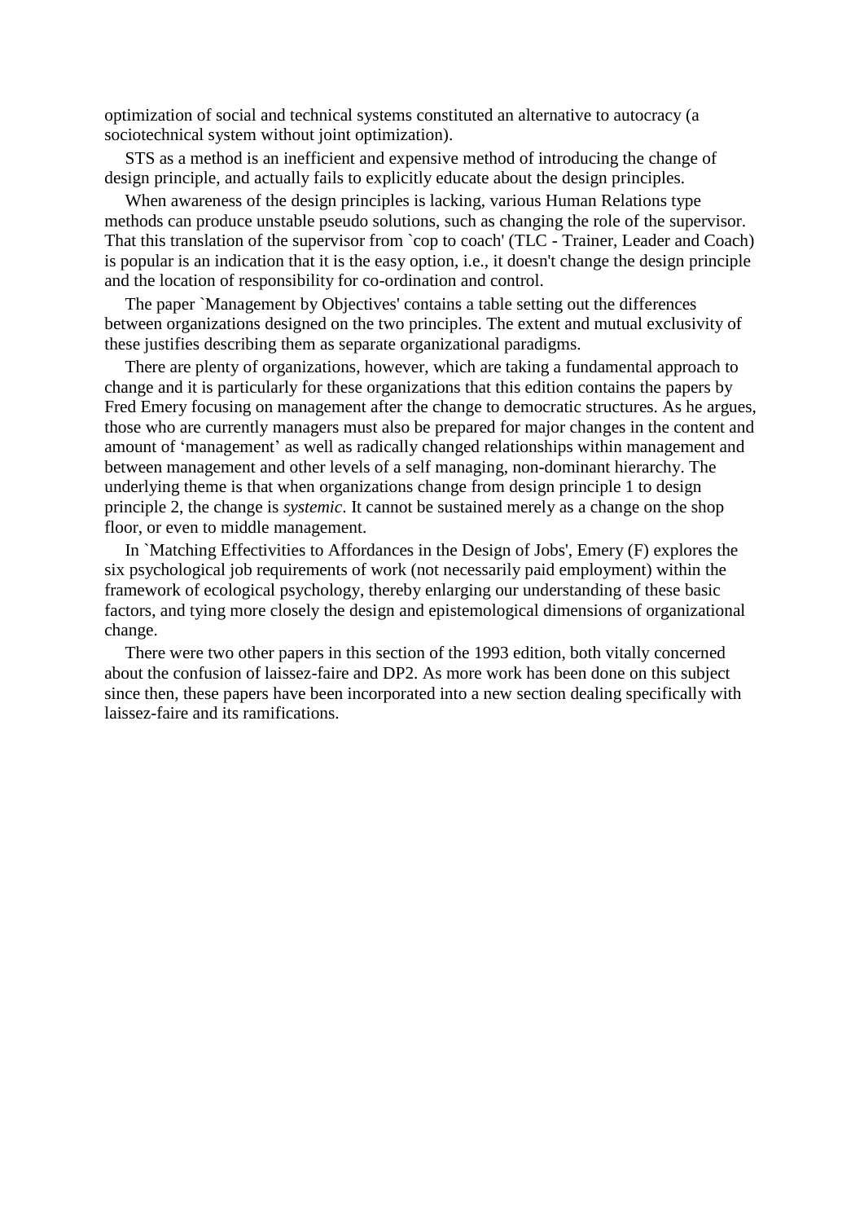optimization of social and technical systems constituted an alternative to autocracy (a sociotechnical system without joint optimization).

STS as a method is an inefficient and expensive method of introducing the change of design principle, and actually fails to explicitly educate about the design principles.

When awareness of the design principles is lacking, various Human Relations type methods can produce unstable pseudo solutions, such as changing the role of the supervisor. That this translation of the supervisor from `cop to coach' (TLC - Trainer, Leader and Coach) is popular is an indication that it is the easy option, i.e., it doesn't change the design principle and the location of responsibility for co-ordination and control.

The paper `Management by Objectives' contains a table setting out the differences between organizations designed on the two principles. The extent and mutual exclusivity of these justifies describing them as separate organizational paradigms.

There are plenty of organizations, however, which are taking a fundamental approach to change and it is particularly for these organizations that this edition contains the papers by Fred Emery focusing on management after the change to democratic structures. As he argues, those who are currently managers must also be prepared for major changes in the content and amount of 'management' as well as radically changed relationships within management and between management and other levels of a self managing, non-dominant hierarchy. The underlying theme is that when organizations change from design principle 1 to design principle 2, the change is *systemic*. It cannot be sustained merely as a change on the shop floor, or even to middle management.

In `Matching Effectivities to Affordances in the Design of Jobs', Emery (F) explores the six psychological job requirements of work (not necessarily paid employment) within the framework of ecological psychology, thereby enlarging our understanding of these basic factors, and tying more closely the design and epistemological dimensions of organizational change.

There were two other papers in this section of the 1993 edition, both vitally concerned about the confusion of laissez-faire and DP2. As more work has been done on this subject since then, these papers have been incorporated into a new section dealing specifically with laissez-faire and its ramifications.